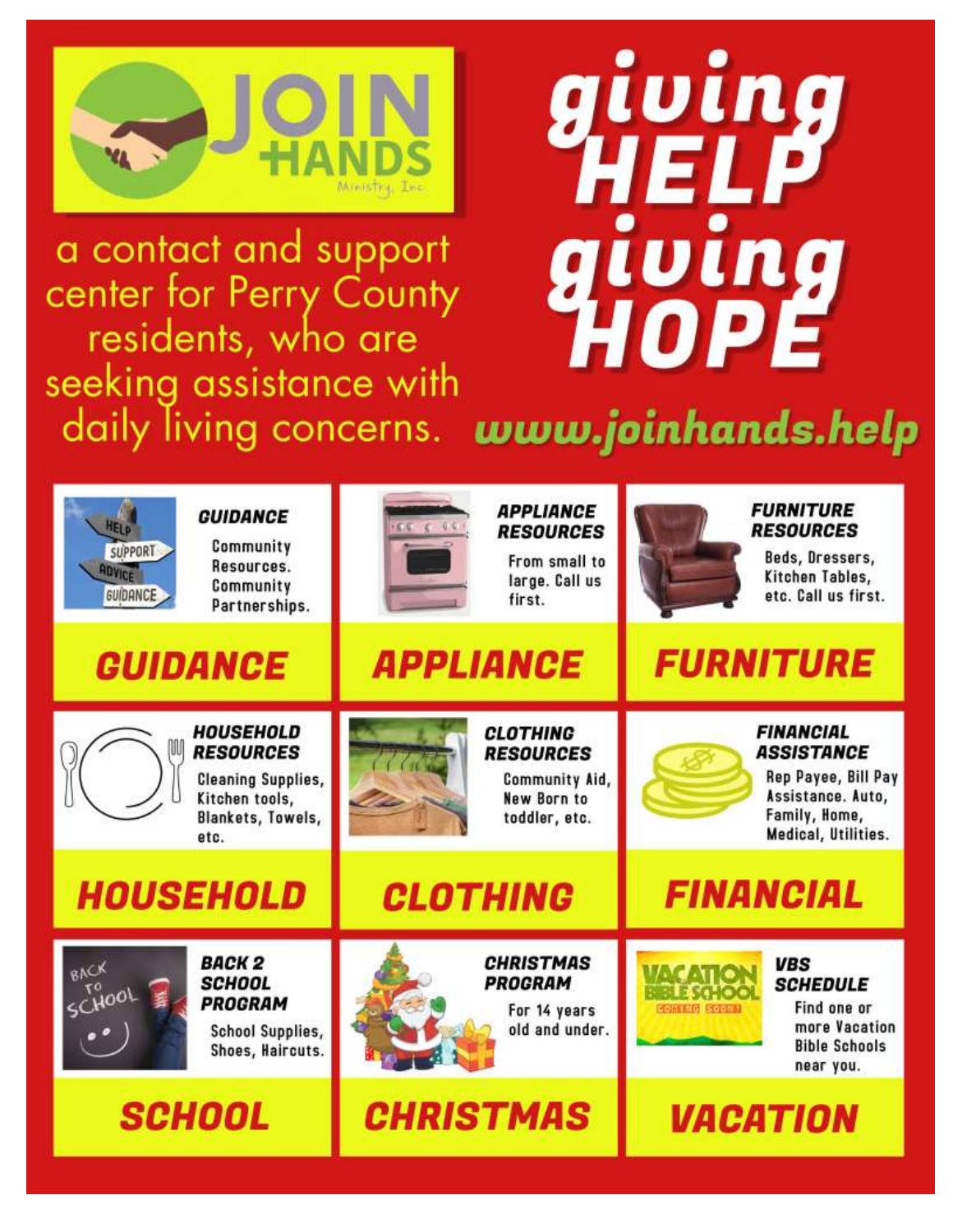# JOIN HANDS

Ministry, Inc.

a contact and support center for Perry County residents, who are seeking assistance with daily living concerns.

# giving HELP giving HOPE

**www.joinhands.help**

### GUIDANCE

Community Resources. Community Partnerships.

## GUIDANCE

### APPLIANCE RESOURCES

From small to large. Call us first.

## APPLIANCE

### FURNITURE RESOURCES

Beds, Dressers, Kitchen Tables, etc. Call us first.

## FURNITURE

### HOUSEHOLD RESOURCES

Cleaning Supplies, Kitchen tools, Blankets, Towels, etc.

## HOUSEHOLD

### CLOTHING RESOURCES

Community Aid, New Born to toddler, etc.

## CLOTHING

### FINANCIAL ASSISTANCE

Rep Payee, Bill Pay Assistance. Auto, Family, Home, Medical, Utilities.

## FINANCIAL

### BACK 2 SCHOOL PROGRAM

School Supplies, Shoes, Haircuts.

## SCHOOL

### CHRISTMAS PROGRAM

For 14 years old and under.

## CHRISTMAS

### VBS SCHEDULE

Find one or more Vacation Bible Schools near you.

## VACATION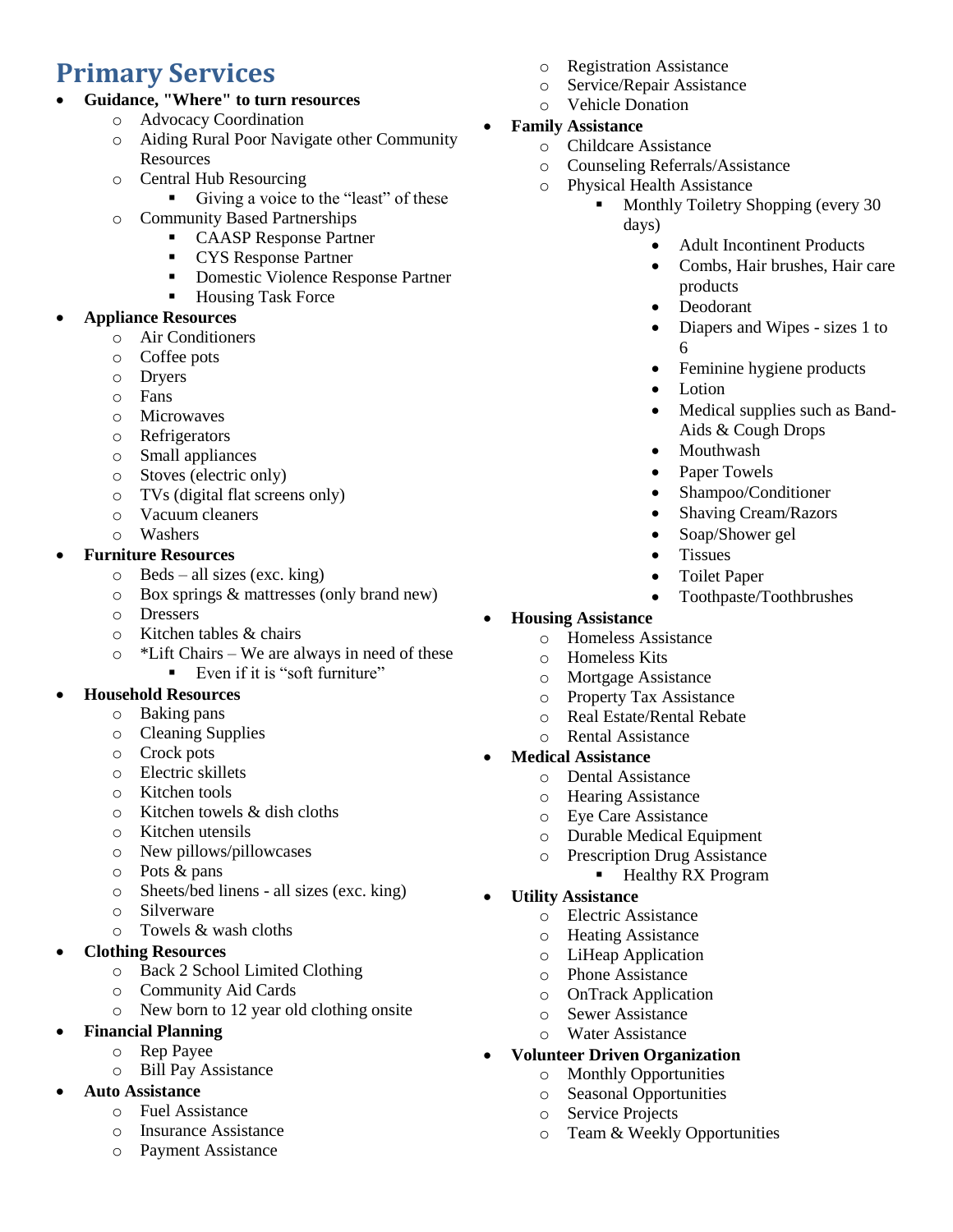# Primary Services

- **Guidance, "Where" to turn resources**
  - Advocacy Coordination
  - Aiding Rural Poor Navigate other Community Resources
  - Central Hub Resourcing
    - Giving a voice to the "least" of these
  - Community Based Partnerships
    - CAASP Response Partner
    - CYS Response Partner
    - Domestic Violence Response Partner
    - Housing Task Force
- **Appliance Resources**
  - Air Conditioners
  - Coffee pots
  - Dryers
  - Fans
  - Microwaves
  - Refrigerators
  - Small appliances
  - Stoves (electric only)
  - TVs (digital flat screens only)
  - Vacuum cleaners
  - Washers
- **Furniture Resources**
  - Beds – all sizes (exc. king)
  - Box springs & mattresses (only brand new)
  - Dressers
  - Kitchen tables & chairs
  - *Lift Chairs – We are always in need of these
    - Even if it is "soft furniture"
- **Household Resources**
  - Baking pans
  - Cleaning Supplies
  - Crock pots
  - Electric skillets
  - Kitchen tools
  - Kitchen towels & dish cloths
  - Kitchen utensils
  - New pillows/pillowcases
  - Pots & pans
  - Sheets/bed linens - all sizes (exc. king)
  - Silverware
  - Towels & wash cloths
- **Clothing Resources**
  - Back 2 School Limited Clothing
  - Community Aid Cards
  - New born to 12 year old clothing onsite
- **Financial Planning**
  - Rep Payee
  - Bill Pay Assistance
- **Auto Assistance**
  - Fuel Assistance
  - Insurance Assistance
  - Payment Assistance
  - Registration Assistance
  - Service/Repair Assistance
  - Vehicle Donation
- **Family Assistance**
  - Childcare Assistance
  - Counseling Referrals/Assistance
  - Physical Health Assistance
    - Monthly Toiletry Shopping (every 30 days)
      - Adult Incontinent Products
      - Combs, Hair brushes, Hair care products
      - Deodorant
      - Diapers and Wipes - sizes 1 to 6
      - Feminine hygiene products
      - Lotion
      - Medical supplies such as Band-Aids & Cough Drops
      - Mouthwash
      - Paper Towels
      - Shampoo/Conditioner
      - Shaving Cream/Razors
      - Soap/Shower gel
      - Tissues
      - Toilet Paper
      - Toothpaste/Toothbrushes
- **Housing Assistance**
  - Homeless Assistance
  - Homeless Kits
  - Mortgage Assistance
  - Property Tax Assistance
  - Real Estate/Rental Rebate
  - Rental Assistance
- **Medical Assistance**
  - Dental Assistance
  - Hearing Assistance
  - Eye Care Assistance
  - Durable Medical Equipment
  - Prescription Drug Assistance
    - Healthy RX Program
- **Utility Assistance**
  - Electric Assistance
  - Heating Assistance
  - LiHeap Application
  - Phone Assistance
  - OnTrack Application
  - Sewer Assistance
  - Water Assistance
- **Volunteer Driven Organization**
  - Monthly Opportunities
  - Seasonal Opportunities
  - Service Projects
  - Team & Weekly Opportunities